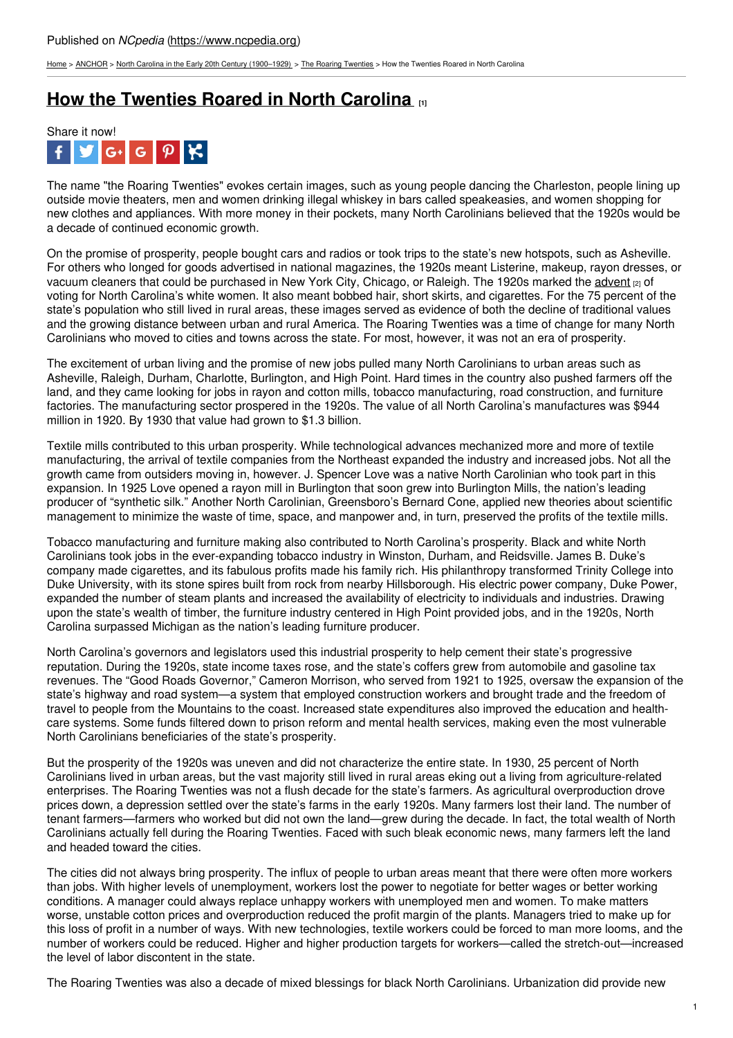Published on *NCpedia* (https://www.ncpedia.org)

Home > ANCHOR > North Carolina in the Early 20th Century (1900–1929) > The Roaring Twenties > How the Twenties Roared in North Carolina

# How the Twenties Roared in North Carolina [1]

Share it now!

The name "the Roaring Twenties" evokes certain images, such as young people dancing the Charleston, people lining up outside movie theaters, men and women drinking illegal whiskey in bars called speakeasies, and women shopping for new clothes and appliances. With more money in their pockets, many North Carolinians believed that the 1920s would be a decade of continued economic growth.

On the promise of prosperity, people bought cars and radios or took trips to the state's new hotspots, such as Asheville. For others who longed for goods advertised in national magazines, the 1920s meant Listerine, makeup, rayon dresses, or vacuum cleaners that could be purchased in New York City, Chicago, or Raleigh. The 1920s marked the advent [2] of voting for North Carolina's white women. It also meant bobbed hair, short skirts, and cigarettes. For the 75 percent of the state's population who still lived in rural areas, these images served as evidence of both the decline of traditional values and the growing distance between urban and rural America. The Roaring Twenties was a time of change for many North Carolinians who moved to cities and towns across the state. For most, however, it was not an era of prosperity.

The excitement of urban living and the promise of new jobs pulled many North Carolinians to urban areas such as Asheville, Raleigh, Durham, Charlotte, Burlington, and High Point. Hard times in the country also pushed farmers off the land, and they came looking for jobs in rayon and cotton mills, tobacco manufacturing, road construction, and furniture factories. The manufacturing sector prospered in the 1920s. The value of all North Carolina's manufactures was $944 million in 1920. By 1930 that value had grown to $1.3 billion.

Textile mills contributed to this urban prosperity. While technological advances mechanized more and more of textile manufacturing, the arrival of textile companies from the Northeast expanded the industry and increased jobs. Not all the growth came from outsiders moving in, however. J. Spencer Love was a native North Carolinian who took part in this expansion. In 1925 Love opened a rayon mill in Burlington that soon grew into Burlington Mills, the nation's leading producer of "synthetic silk." Another North Carolinian, Greensboro's Bernard Cone, applied new theories about scientific management to minimize the waste of time, space, and manpower and, in turn, preserved the profits of the textile mills.

Tobacco manufacturing and furniture making also contributed to North Carolina's prosperity. Black and white North Carolinians took jobs in the ever-expanding tobacco industry in Winston, Durham, and Reidsville. James B. Duke's company made cigarettes, and its fabulous profits made his family rich. His philanthropy transformed Trinity College into Duke University, with its stone spires built from rock from nearby Hillsborough. His electric power company, Duke Power, expanded the number of steam plants and increased the availability of electricity to individuals and industries. Drawing upon the state's wealth of timber, the furniture industry centered in High Point provided jobs, and in the 1920s, North Carolina surpassed Michigan as the nation's leading furniture producer.

North Carolina's governors and legislators used this industrial prosperity to help cement their state's progressive reputation. During the 1920s, state income taxes rose, and the state's coffers grew from automobile and gasoline tax revenues. The "Good Roads Governor," Cameron Morrison, who served from 1921 to 1925, oversaw the expansion of the state's highway and road system—a system that employed construction workers and brought trade and the freedom of travel to people from the Mountains to the coast. Increased state expenditures also improved the education and health-care systems. Some funds filtered down to prison reform and mental health services, making even the most vulnerable North Carolinians beneficiaries of the state's prosperity.

But the prosperity of the 1920s was uneven and did not characterize the entire state. In 1930, 25 percent of North Carolinians lived in urban areas, but the vast majority still lived in rural areas eking out a living from agriculture-related enterprises. The Roaring Twenties was not a flush decade for the state's farmers. As agricultural overproduction drove prices down, a depression settled over the state's farms in the early 1920s. Many farmers lost their land. The number of tenant farmers—farmers who worked but did not own the land—grew during the decade. In fact, the total wealth of North Carolinians actually fell during the Roaring Twenties. Faced with such bleak economic news, many farmers left the land and headed toward the cities.

The cities did not always bring prosperity. The influx of people to urban areas meant that there were often more workers than jobs. With higher levels of unemployment, workers lost the power to negotiate for better wages or better working conditions. A manager could always replace unhappy workers with unemployed men and women. To make matters worse, unstable cotton prices and overproduction reduced the profit margin of the plants. Managers tried to make up for this loss of profit in a number of ways. With new technologies, textile workers could be forced to man more looms, and the number of workers could be reduced. Higher and higher production targets for workers—called the stretch-out—increased the level of labor discontent in the state.

The Roaring Twenties was also a decade of mixed blessings for black North Carolinians. Urbanization did provide new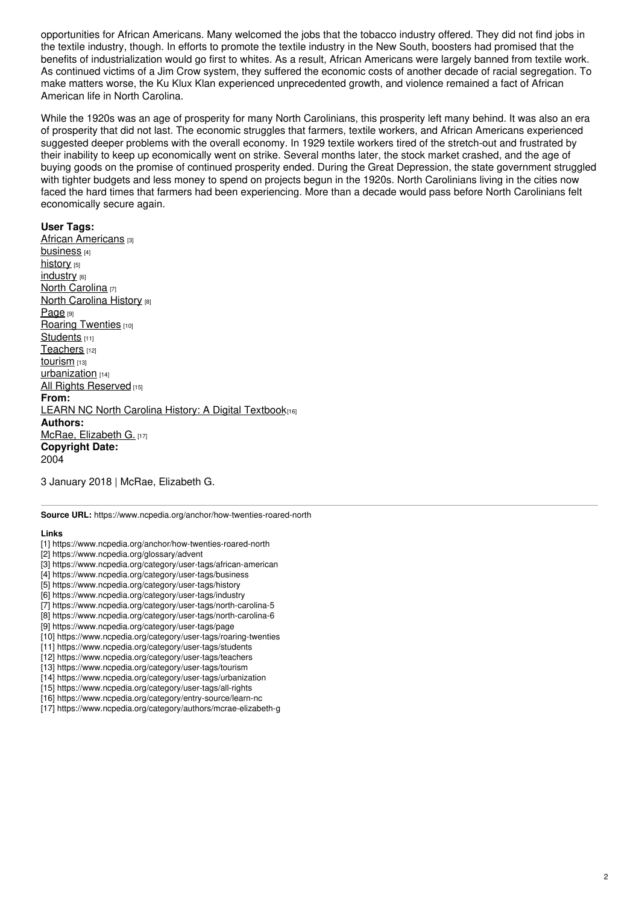opportunities for African Americans. Many welcomed the jobs that the tobacco industry offered. They did not find jobs in the textile industry, though. In efforts to promote the textile industry in the New South, boosters had promised that the benefits of industrialization would go first to whites. As a result, African Americans were largely banned from textile work. As continued victims of a Jim Crow system, they suffered the economic costs of another decade of racial segregation. To make matters worse, the Ku Klux Klan experienced unprecedented growth, and violence remained a fact of African American life in North Carolina.

While the 1920s was an age of prosperity for many North Carolinians, this prosperity left many behind. It was also an era of prosperity that did not last. The economic struggles that farmers, textile workers, and African Americans experienced suggested deeper problems with the overall economy. In 1929 textile workers tired of the stretch-out and frustrated by their inability to keep up economically went on strike. Several months later, the stock market crashed, and the age of buying goods on the promise of continued prosperity ended. During the Great Depression, the state government struggled with tighter budgets and less money to spend on projects begun in the 1920s. North Carolinians living in the cities now faced the hard times that farmers had been experiencing. More than a decade would pass before North Carolinians felt economically secure again.

**User Tags:**
African Americans [3]
business [4]
history [5]
industry [6]
North Carolina [7]
North Carolina History [8]
Page [9]
Roaring Twenties [10]
Students [11]
Teachers [12]
tourism [13]
urbanization [14]
All Rights Reserved [15]
**From:**
LEARN NC North Carolina History: A Digital Textbook [16]
**Authors:**
McRae, Elizabeth G. [17]
**Copyright Date:**
2004

3 January 2018 | McRae, Elizabeth G.

---

**Source URL:** https://www.ncpedia.org/anchor/how-twenties-roared-north

**Links**

[1] https://www.ncpedia.org/anchor/how-twenties-roared-north
[2] https://www.ncpedia.org/glossary/advent
[3] https://www.ncpedia.org/category/user-tags/african-american
[4] https://www.ncpedia.org/category/user-tags/business
[5] https://www.ncpedia.org/category/user-tags/history
[6] https://www.ncpedia.org/category/user-tags/industry
[7] https://www.ncpedia.org/category/user-tags/north-carolina-5
[8] https://www.ncpedia.org/category/user-tags/north-carolina-6
[9] https://www.ncpedia.org/category/user-tags/page
[10] https://www.ncpedia.org/category/user-tags/roaring-twenties
[11] https://www.ncpedia.org/category/user-tags/students
[12] https://www.ncpedia.org/category/user-tags/teachers
[13] https://www.ncpedia.org/category/user-tags/tourism
[14] https://www.ncpedia.org/category/user-tags/urbanization
[15] https://www.ncpedia.org/category/user-tags/all-rights
[16] https://www.ncpedia.org/category/entry-source/learn-nc
[17] https://www.ncpedia.org/category/authors/mcrae-elizabeth-g